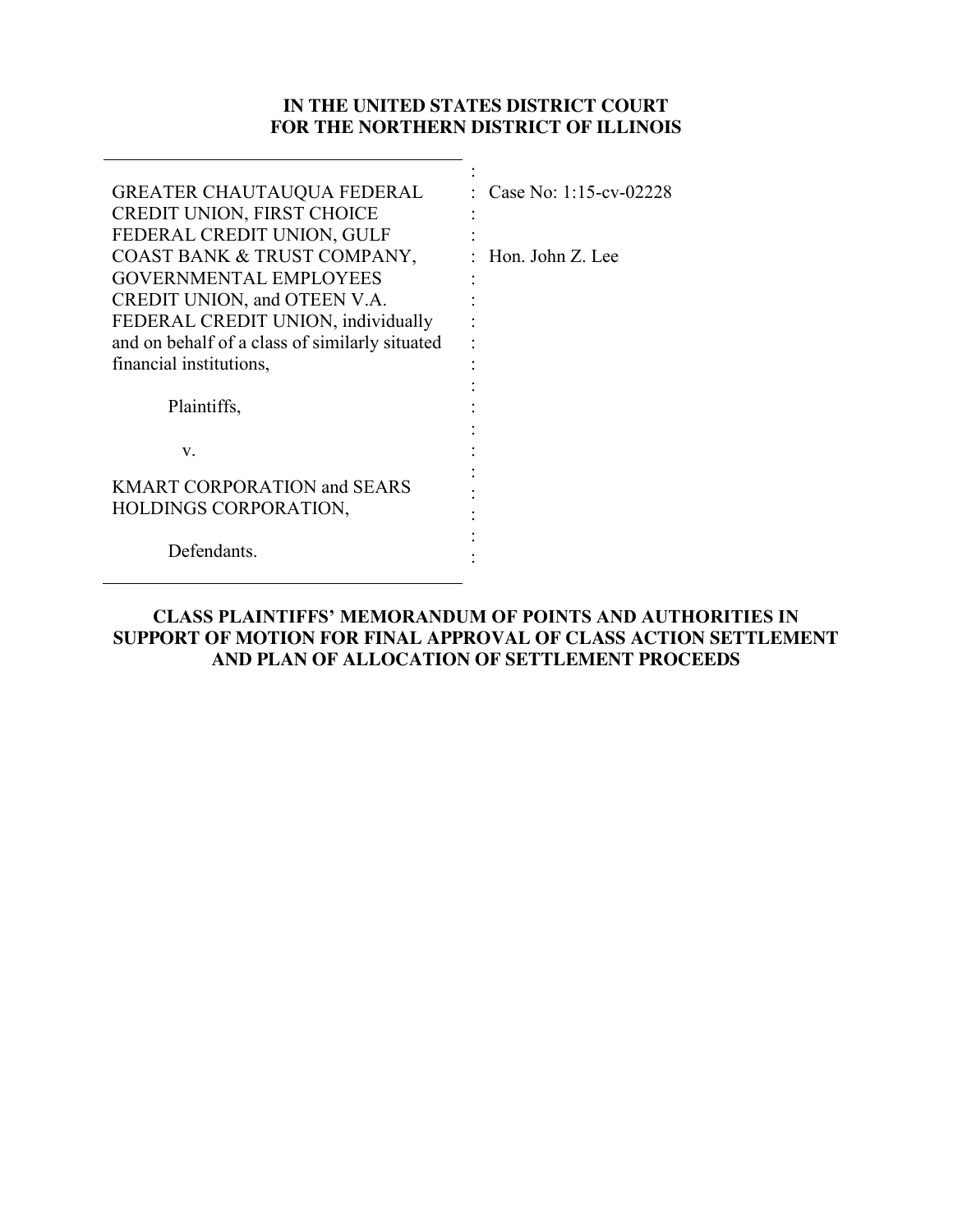**IN THE UNITED STATES DISTRICT COURT**
**FOR THE NORTHERN DISTRICT OF ILLINOIS**

| | |
|---|---|
| GREATER CHAUTAUQUA FEDERAL CREDIT UNION, FIRST CHOICE FEDERAL CREDIT UNION, GULF COAST BANK & TRUST COMPANY, GOVERNMENTAL EMPLOYEES CREDIT UNION, and OTEEN V.A. FEDERAL CREDIT UNION, individually and on behalf of a class of similarly situated financial institutions, | Case No: 1:15-cv-02228 |
| Plaintiffs, | Hon. John Z. Lee |
| v. | |
| KMART CORPORATION and SEARS HOLDINGS CORPORATION, | |
| Defendants. | |

**CLASS PLAINTIFFS' MEMORANDUM OF POINTS AND AUTHORITIES IN SUPPORT OF MOTION FOR FINAL APPROVAL OF CLASS ACTION SETTLEMENT AND PLAN OF ALLOCATION OF SETTLEMENT PROCEEDS**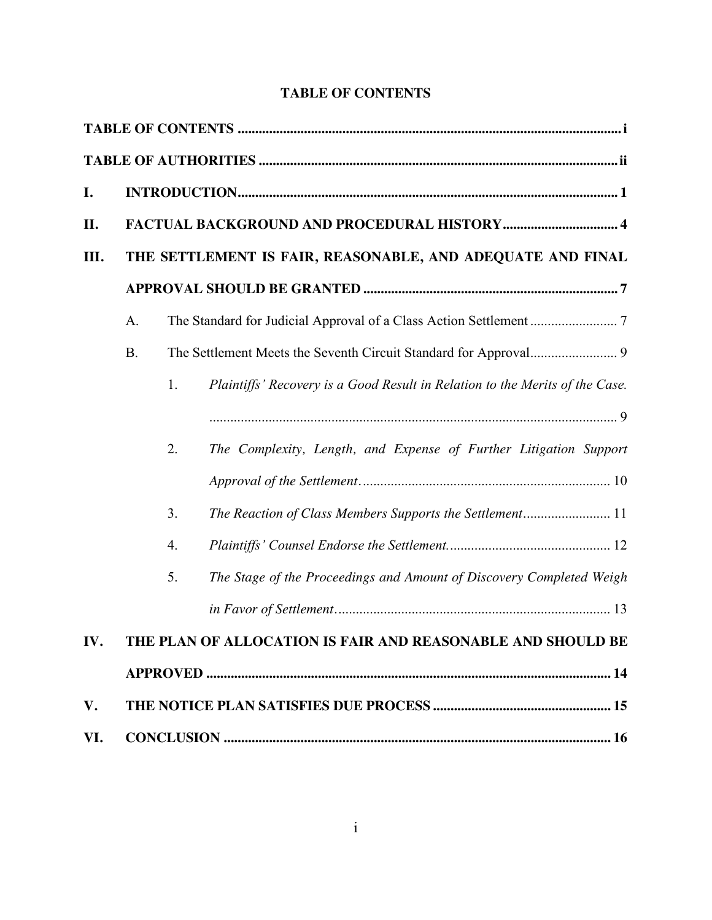# TABLE OF CONTENTS

**TABLE OF CONTENTS** ............................................................ i

**TABLE OF AUTHORITIES** ............................................................ ii

**I. INTRODUCTION** ............................................................ 1

**II. FACTUAL BACKGROUND AND PROCEDURAL HISTORY** ............................................................ 4

**III. THE SETTLEMENT IS FAIR, REASONABLE, AND ADEQUATE AND FINAL APPROVAL SHOULD BE GRANTED** ............................................................ 7

- A. The Standard for Judicial Approval of a Class Action Settlement ............................................................ 7
- B. The Settlement Meets the Seventh Circuit Standard for Approval ............................................................ 9
  1. *Plaintiffs' Recovery is a Good Result in Relation to the Merits of the Case.* ............................................................ 9
  2. *The Complexity, Length, and Expense of Further Litigation Support Approval of the Settlement* ............................................................ 10
  3. *The Reaction of Class Members Supports the Settlement* ............................................................ 11
  4. *Plaintiffs' Counsel Endorse the Settlement.* ............................................................ 12
  5. *The Stage of the Proceedings and Amount of Discovery Completed Weigh in Favor of Settlement* ............................................................ 13

**IV. THE PLAN OF ALLOCATION IS FAIR AND REASONABLE AND SHOULD BE APPROVED** ............................................................ 14

**V. THE NOTICE PLAN SATISFIES DUE PROCESS** ............................................................ 15

**VI. CONCLUSION** ............................................................ 16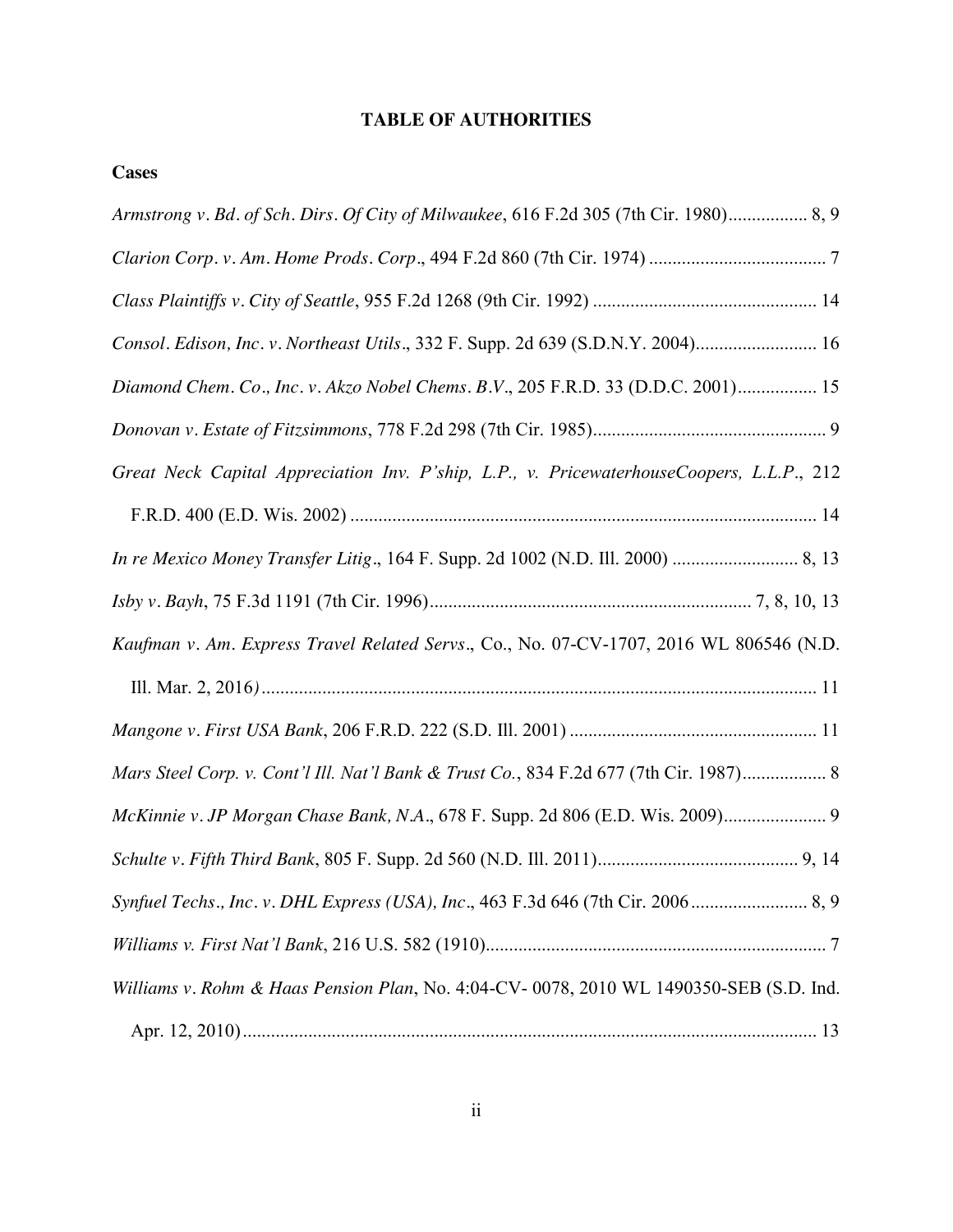# TABLE OF AUTHORITIES

## Cases

*Armstrong v. Bd. of Sch. Dirs. Of City of Milwaukee*, 616 F.2d 305 (7th Cir. 1980)................. 8, 9

*Clarion Corp. v. Am. Home Prods. Corp.*, 494 F.2d 860 (7th Cir. 1974) ...................................... 7

*Class Plaintiffs v. City of Seattle*, 955 F.2d 1268 (9th Cir. 1992) ................................................ 14

*Consol. Edison, Inc. v. Northeast Utils.*, 332 F. Supp. 2d 639 (S.D.N.Y. 2004).......................... 16

*Diamond Chem. Co., Inc. v. Akzo Nobel Chems. B.V.*, 205 F.R.D. 33 (D.D.C. 2001)................. 15

*Donovan v. Estate of Fitzsimmons*, 778 F.2d 298 (7th Cir. 1985).................................................. 9

*Great Neck Capital Appreciation Inv. P'ship, L.P., v. PricewaterhouseCoopers, L.L.P.*, 212 F.R.D. 400 (E.D. Wis. 2002) .................................................................................................. 14

*In re Mexico Money Transfer Litig.*, 164 F. Supp. 2d 1002 (N.D. Ill. 2000) ........................... 8, 13

*Isby v. Bayh*, 75 F.3d 1191 (7th Cir. 1996).................................................................... 7, 8, 10, 13

*Kaufman v. Am. Express Travel Related Servs.*, Co., No. 07-CV-1707, 2016 WL 806546 (N.D. Ill. Mar. 2, 2016)...................................................................................................................... 11

*Mangone v. First USA Bank*, 206 F.R.D. 222 (S.D. Ill. 2001) .................................................... 11

*Mars Steel Corp. v. Cont'l Ill. Nat'l Bank & Trust Co.*, 834 F.2d 677 (7th Cir. 1987).................. 8

*McKinnie v. JP Morgan Chase Bank, N.A.*, 678 F. Supp. 2d 806 (E.D. Wis. 2009)...................... 9

*Schulte v. Fifth Third Bank*, 805 F. Supp. 2d 560 (N.D. Ill. 2011)........................................... 9, 14

*Synfuel Techs., Inc. v. DHL Express (USA), Inc.*, 463 F.3d 646 (7th Cir. 2006......................... 8, 9

*Williams v. First Nat'l Bank*, 216 U.S. 582 (1910)......................................................................... 7

*Williams v. Rohm & Haas Pension Plan*, No. 4:04-CV- 0078, 2010 WL 1490350-SEB (S.D. Ind. Apr. 12, 2010)........................................................................................................................... 13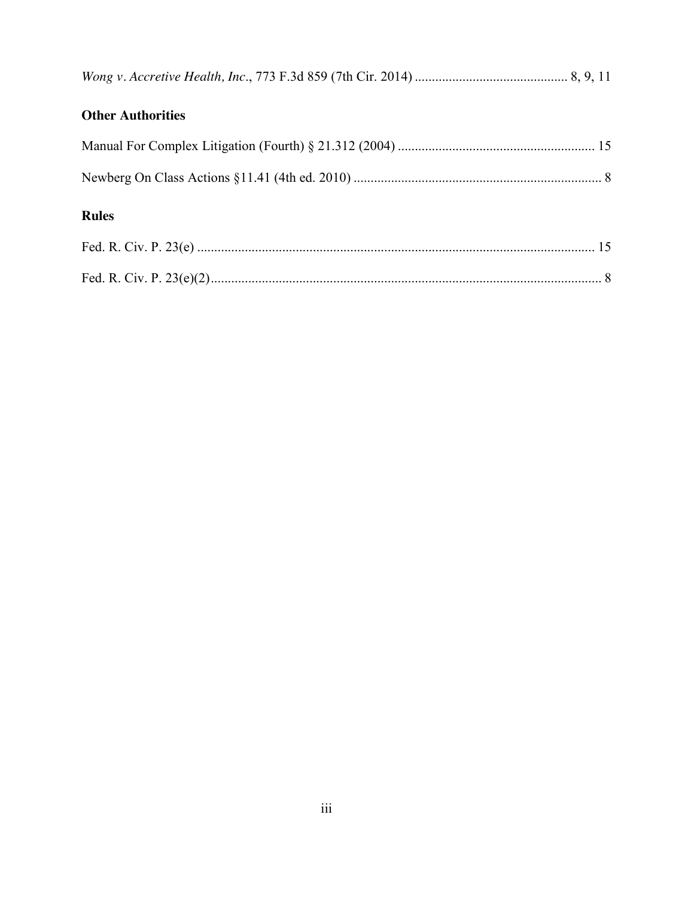*Wong v. Accretive Health, Inc.*, 773 F.3d 859 (7th Cir. 2014) ............................................. 8, 9, 11

### Other Authorities

Manual For Complex Litigation (Fourth) § 21.312 (2004) .......................................................... 15

Newberg On Class Actions §11.41 (4th ed. 2010) ......................................................................... 8

### Rules

Fed. R. Civ. P. 23(e) ..................................................................................................................... 15

Fed. R. Civ. P. 23(e)(2) ................................................................................................................... 8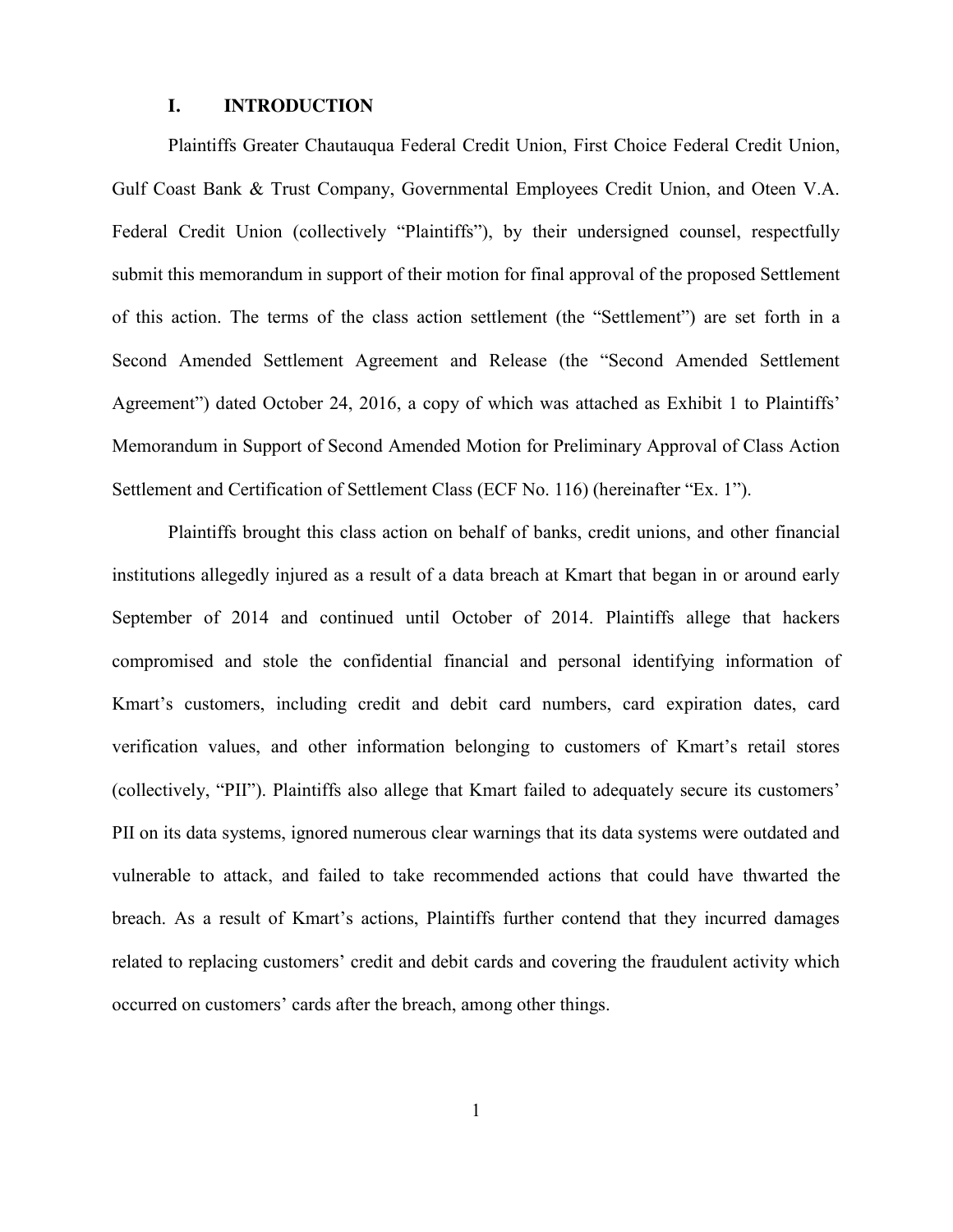## I. INTRODUCTION

Plaintiffs Greater Chautauqua Federal Credit Union, First Choice Federal Credit Union, Gulf Coast Bank & Trust Company, Governmental Employees Credit Union, and Oteen V.A. Federal Credit Union (collectively "Plaintiffs"), by their undersigned counsel, respectfully submit this memorandum in support of their motion for final approval of the proposed Settlement of this action. The terms of the class action settlement (the "Settlement") are set forth in a Second Amended Settlement Agreement and Release (the "Second Amended Settlement Agreement") dated October 24, 2016, a copy of which was attached as Exhibit 1 to Plaintiffs' Memorandum in Support of Second Amended Motion for Preliminary Approval of Class Action Settlement and Certification of Settlement Class (ECF No. 116) (hereinafter "Ex. 1").

Plaintiffs brought this class action on behalf of banks, credit unions, and other financial institutions allegedly injured as a result of a data breach at Kmart that began in or around early September of 2014 and continued until October of 2014. Plaintiffs allege that hackers compromised and stole the confidential financial and personal identifying information of Kmart's customers, including credit and debit card numbers, card expiration dates, card verification values, and other information belonging to customers of Kmart's retail stores (collectively, "PII"). Plaintiffs also allege that Kmart failed to adequately secure its customers' PII on its data systems, ignored numerous clear warnings that its data systems were outdated and vulnerable to attack, and failed to take recommended actions that could have thwarted the breach. As a result of Kmart's actions, Plaintiffs further contend that they incurred damages related to replacing customers' credit and debit cards and covering the fraudulent activity which occurred on customers' cards after the breach, among other things.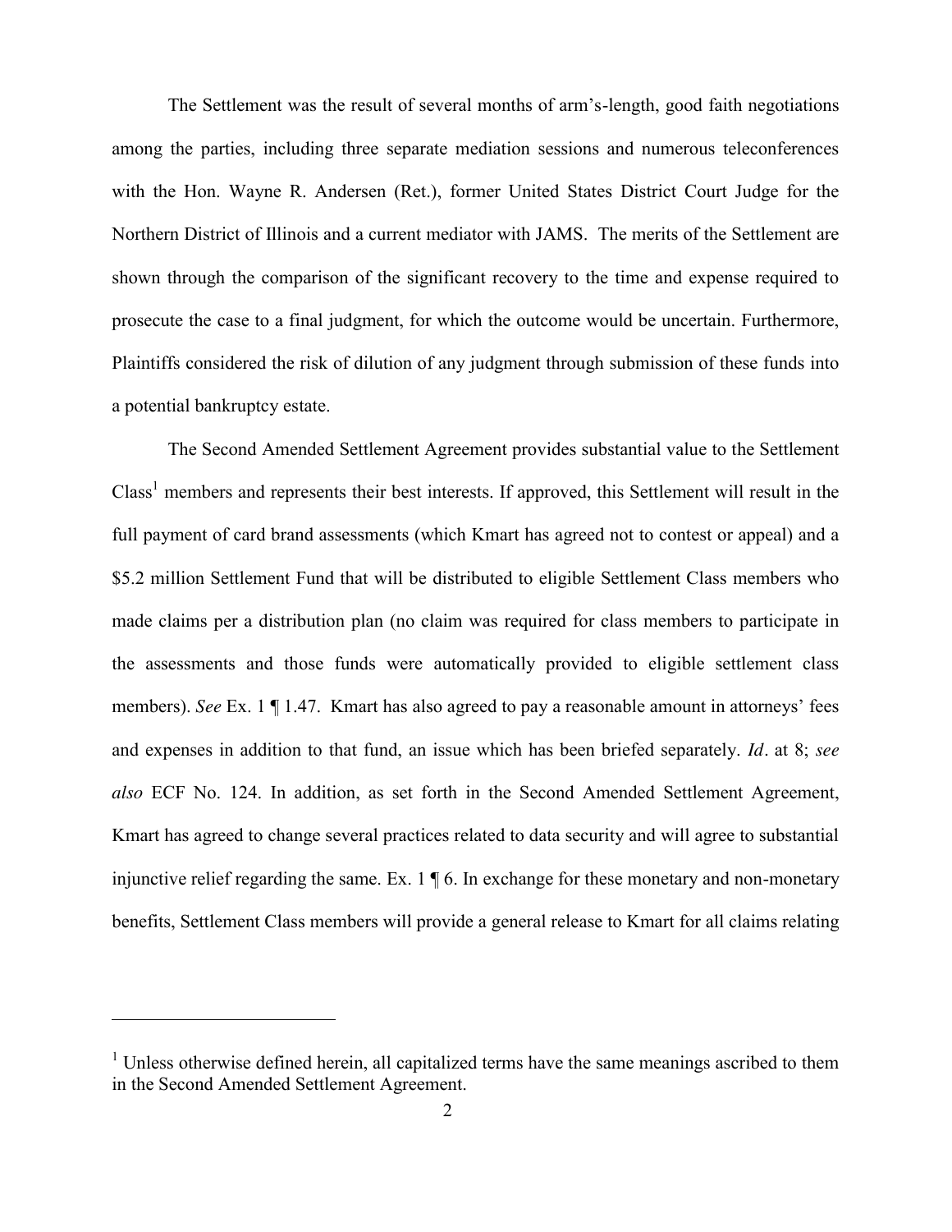The Settlement was the result of several months of arm's-length, good faith negotiations among the parties, including three separate mediation sessions and numerous teleconferences with the Hon. Wayne R. Andersen (Ret.), former United States District Court Judge for the Northern District of Illinois and a current mediator with JAMS. The merits of the Settlement are shown through the comparison of the significant recovery to the time and expense required to prosecute the case to a final judgment, for which the outcome would be uncertain. Furthermore, Plaintiffs considered the risk of dilution of any judgment through submission of these funds into a potential bankruptcy estate.

The Second Amended Settlement Agreement provides substantial value to the Settlement Class[1] members and represents their best interests. If approved, this Settlement will result in the full payment of card brand assessments (which Kmart has agreed not to contest or appeal) and a $5.2 million Settlement Fund that will be distributed to eligible Settlement Class members who made claims per a distribution plan (no claim was required for class members to participate in the assessments and those funds were automatically provided to eligible settlement class members). *See* Ex. 1 ¶ 1.47. Kmart has also agreed to pay a reasonable amount in attorneys' fees and expenses in addition to that fund, an issue which has been briefed separately. *Id*. at 8; *see also* ECF No. 124. In addition, as set forth in the Second Amended Settlement Agreement, Kmart has agreed to change several practices related to data security and will agree to substantial injunctive relief regarding the same. Ex. 1 ¶ 6. In exchange for these monetary and non-monetary benefits, Settlement Class members will provide a general release to Kmart for all claims relating

---

[1] Unless otherwise defined herein, all capitalized terms have the same meanings ascribed to them in the Second Amended Settlement Agreement.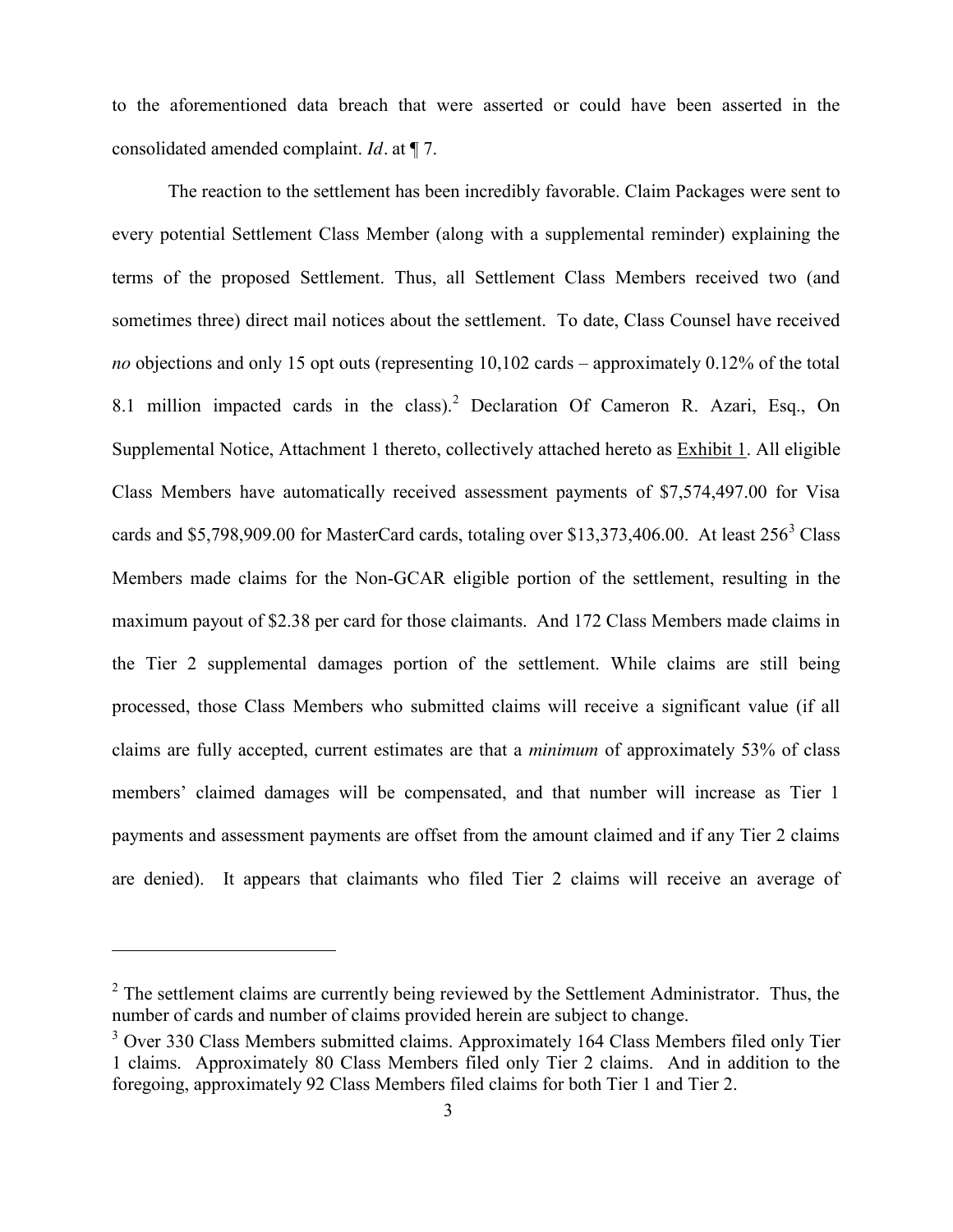to the aforementioned data breach that were asserted or could have been asserted in the consolidated amended complaint. *Id*. at ¶ 7.

The reaction to the settlement has been incredibly favorable. Claim Packages were sent to every potential Settlement Class Member (along with a supplemental reminder) explaining the terms of the proposed Settlement. Thus, all Settlement Class Members received two (and sometimes three) direct mail notices about the settlement. To date, Class Counsel have received *no* objections and only 15 opt outs (representing 10,102 cards – approximately 0.12% of the total 8.1 million impacted cards in the class).[2] Declaration Of Cameron R. Azari, Esq., On Supplemental Notice, Attachment 1 thereto, collectively attached hereto as Exhibit 1. All eligible Class Members have automatically received assessment payments of $7,574,497.00 for Visa cards and $5,798,909.00 for MasterCard cards, totaling over $13,373,406.00. At least 256[3] Class Members made claims for the Non-GCAR eligible portion of the settlement, resulting in the maximum payout of $2.38 per card for those claimants. And 172 Class Members made claims in the Tier 2 supplemental damages portion of the settlement. While claims are still being processed, those Class Members who submitted claims will receive a significant value (if all claims are fully accepted, current estimates are that a *minimum* of approximately 53% of class members' claimed damages will be compensated, and that number will increase as Tier 1 payments and assessment payments are offset from the amount claimed and if any Tier 2 claims are denied). It appears that claimants who filed Tier 2 claims will receive an average of

---

[2] The settlement claims are currently being reviewed by the Settlement Administrator. Thus, the number of cards and number of claims provided herein are subject to change.

[3] Over 330 Class Members submitted claims. Approximately 164 Class Members filed only Tier 1 claims. Approximately 80 Class Members filed only Tier 2 claims. And in addition to the foregoing, approximately 92 Class Members filed claims for both Tier 1 and Tier 2.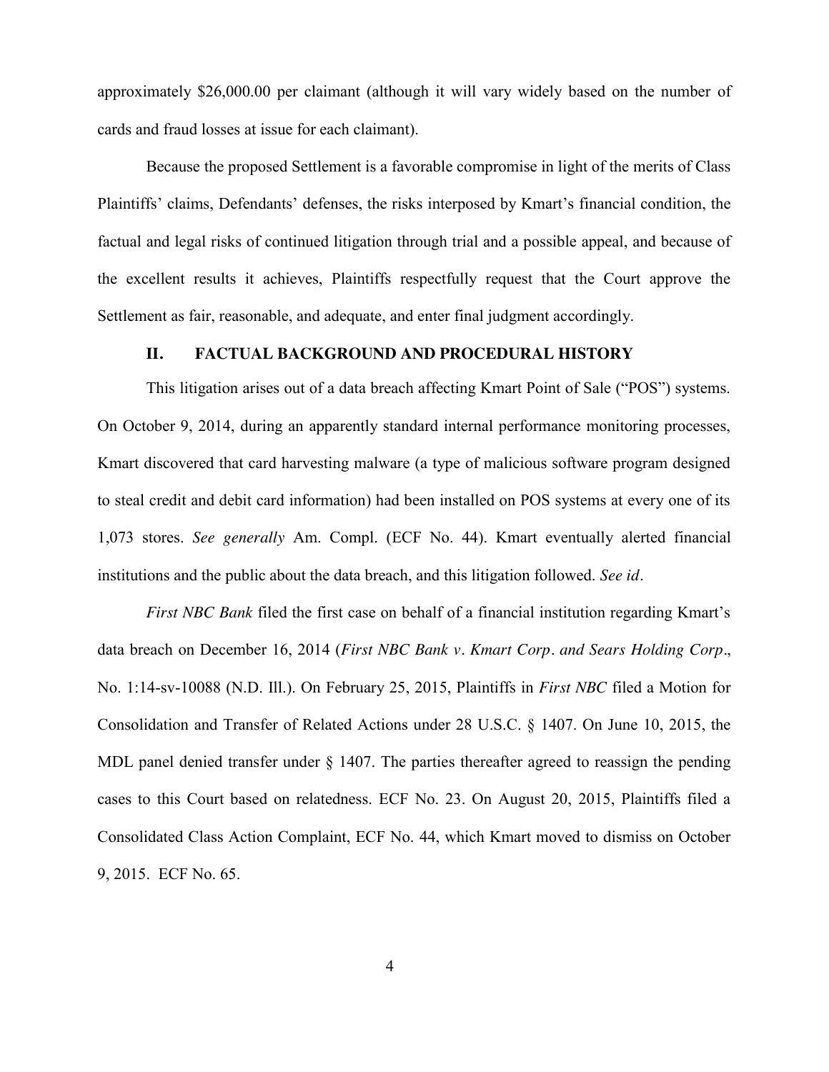approximately $26,000.00 per claimant (although it will vary widely based on the number of cards and fraud losses at issue for each claimant).

Because the proposed Settlement is a favorable compromise in light of the merits of Class Plaintiffs' claims, Defendants' defenses, the risks interposed by Kmart's financial condition, the factual and legal risks of continued litigation through trial and a possible appeal, and because of the excellent results it achieves, Plaintiffs respectfully request that the Court approve the Settlement as fair, reasonable, and adequate, and enter final judgment accordingly.

## II. FACTUAL BACKGROUND AND PROCEDURAL HISTORY

This litigation arises out of a data breach affecting Kmart Point of Sale ("POS") systems. On October 9, 2014, during an apparently standard internal performance monitoring processes, Kmart discovered that card harvesting malware (a type of malicious software program designed to steal credit and debit card information) had been installed on POS systems at every one of its 1,073 stores. *See generally* Am. Compl. (ECF No. 44). Kmart eventually alerted financial institutions and the public about the data breach, and this litigation followed. *See id*.

*First NBC Bank* filed the first case on behalf of a financial institution regarding Kmart's data breach on December 16, 2014 (*First NBC Bank v. Kmart Corp. and Sears Holding Corp*., No. 1:14-sv-10088 (N.D. Ill.). On February 25, 2015, Plaintiffs in *First NBC* filed a Motion for Consolidation and Transfer of Related Actions under 28 U.S.C. § 1407. On June 10, 2015, the MDL panel denied transfer under § 1407. The parties thereafter agreed to reassign the pending cases to this Court based on relatedness. ECF No. 23. On August 20, 2015, Plaintiffs filed a Consolidated Class Action Complaint, ECF No. 44, which Kmart moved to dismiss on October 9, 2015. ECF No. 65.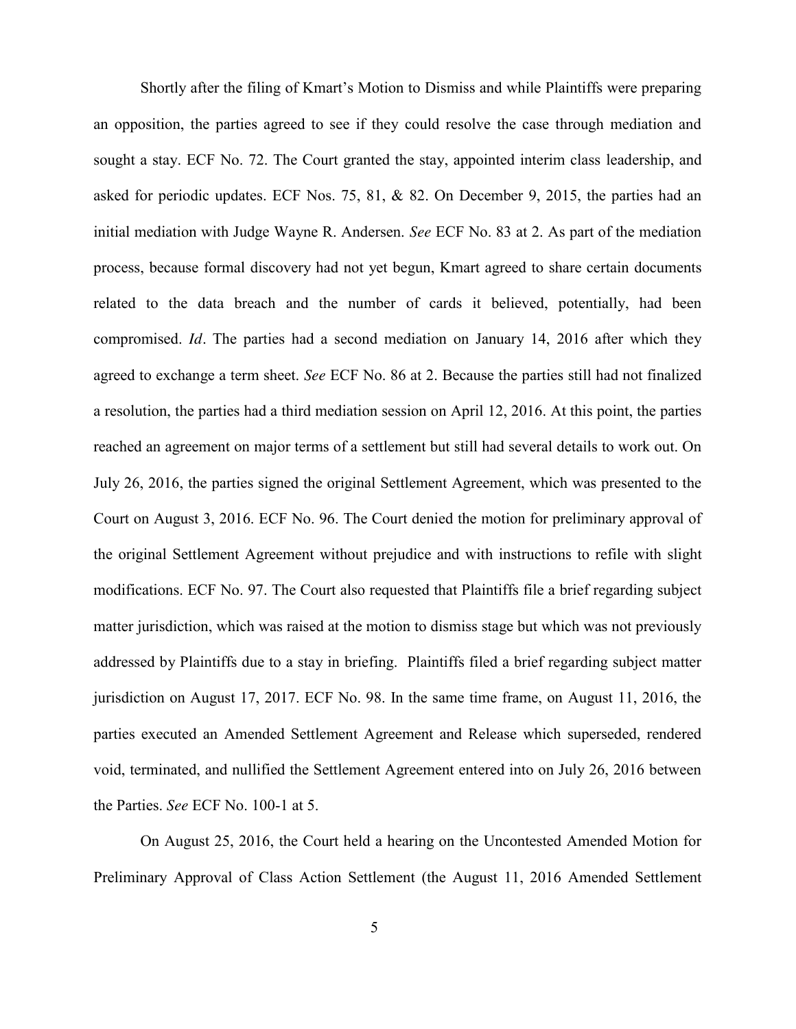Shortly after the filing of Kmart's Motion to Dismiss and while Plaintiffs were preparing an opposition, the parties agreed to see if they could resolve the case through mediation and sought a stay. ECF No. 72. The Court granted the stay, appointed interim class leadership, and asked for periodic updates. ECF Nos. 75, 81, & 82. On December 9, 2015, the parties had an initial mediation with Judge Wayne R. Andersen. *See* ECF No. 83 at 2. As part of the mediation process, because formal discovery had not yet begun, Kmart agreed to share certain documents related to the data breach and the number of cards it believed, potentially, had been compromised. *Id*. The parties had a second mediation on January 14, 2016 after which they agreed to exchange a term sheet. *See* ECF No. 86 at 2. Because the parties still had not finalized a resolution, the parties had a third mediation session on April 12, 2016. At this point, the parties reached an agreement on major terms of a settlement but still had several details to work out. On July 26, 2016, the parties signed the original Settlement Agreement, which was presented to the Court on August 3, 2016. ECF No. 96. The Court denied the motion for preliminary approval of the original Settlement Agreement without prejudice and with instructions to refile with slight modifications. ECF No. 97. The Court also requested that Plaintiffs file a brief regarding subject matter jurisdiction, which was raised at the motion to dismiss stage but which was not previously addressed by Plaintiffs due to a stay in briefing. Plaintiffs filed a brief regarding subject matter jurisdiction on August 17, 2017. ECF No. 98. In the same time frame, on August 11, 2016, the parties executed an Amended Settlement Agreement and Release which superseded, rendered void, terminated, and nullified the Settlement Agreement entered into on July 26, 2016 between the Parties. *See* ECF No. 100-1 at 5.

On August 25, 2016, the Court held a hearing on the Uncontested Amended Motion for Preliminary Approval of Class Action Settlement (the August 11, 2016 Amended Settlement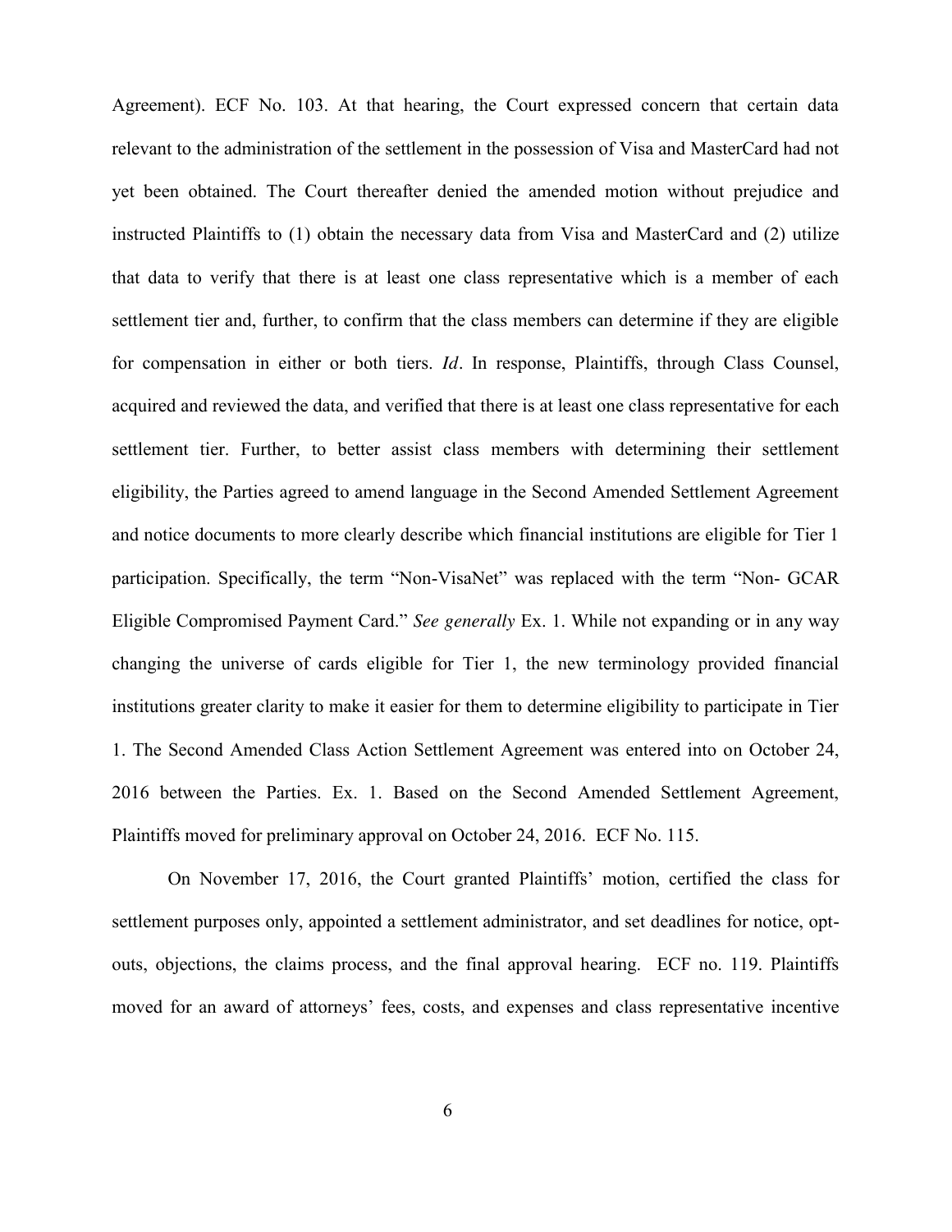Agreement). ECF No. 103. At that hearing, the Court expressed concern that certain data relevant to the administration of the settlement in the possession of Visa and MasterCard had not yet been obtained. The Court thereafter denied the amended motion without prejudice and instructed Plaintiffs to (1) obtain the necessary data from Visa and MasterCard and (2) utilize that data to verify that there is at least one class representative which is a member of each settlement tier and, further, to confirm that the class members can determine if they are eligible for compensation in either or both tiers. *Id*. In response, Plaintiffs, through Class Counsel, acquired and reviewed the data, and verified that there is at least one class representative for each settlement tier. Further, to better assist class members with determining their settlement eligibility, the Parties agreed to amend language in the Second Amended Settlement Agreement and notice documents to more clearly describe which financial institutions are eligible for Tier 1 participation. Specifically, the term "Non-VisaNet" was replaced with the term "Non- GCAR Eligible Compromised Payment Card." *See generally* Ex. 1. While not expanding or in any way changing the universe of cards eligible for Tier 1, the new terminology provided financial institutions greater clarity to make it easier for them to determine eligibility to participate in Tier 1. The Second Amended Class Action Settlement Agreement was entered into on October 24, 2016 between the Parties. Ex. 1. Based on the Second Amended Settlement Agreement, Plaintiffs moved for preliminary approval on October 24, 2016. ECF No. 115.

On November 17, 2016, the Court granted Plaintiffs' motion, certified the class for settlement purposes only, appointed a settlement administrator, and set deadlines for notice, opt-outs, objections, the claims process, and the final approval hearing. ECF no. 119. Plaintiffs moved for an award of attorneys' fees, costs, and expenses and class representative incentive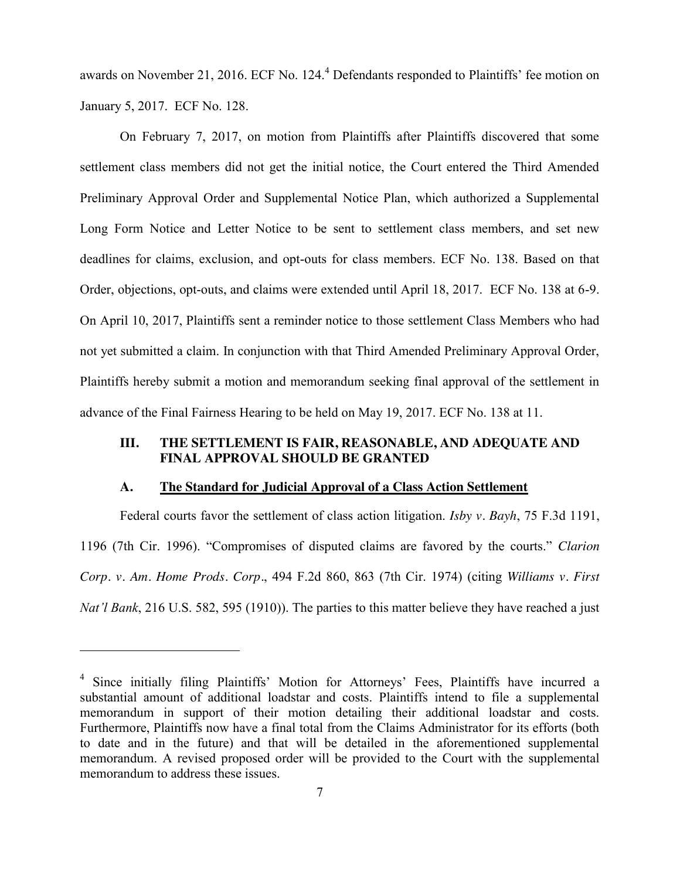awards on November 21, 2016. ECF No. 124.[4] Defendants responded to Plaintiffs' fee motion on January 5, 2017. ECF No. 128.

On February 7, 2017, on motion from Plaintiffs after Plaintiffs discovered that some settlement class members did not get the initial notice, the Court entered the Third Amended Preliminary Approval Order and Supplemental Notice Plan, which authorized a Supplemental Long Form Notice and Letter Notice to be sent to settlement class members, and set new deadlines for claims, exclusion, and opt-outs for class members. ECF No. 138. Based on that Order, objections, opt-outs, and claims were extended until April 18, 2017. ECF No. 138 at 6-9. On April 10, 2017, Plaintiffs sent a reminder notice to those settlement Class Members who had not yet submitted a claim. In conjunction with that Third Amended Preliminary Approval Order, Plaintiffs hereby submit a motion and memorandum seeking final approval of the settlement in advance of the Final Fairness Hearing to be held on May 19, 2017. ECF No. 138 at 11.

## III. THE SETTLEMENT IS FAIR, REASONABLE, AND ADEQUATE AND FINAL APPROVAL SHOULD BE GRANTED

### A. <u>The Standard for Judicial Approval of a Class Action Settlement</u>

Federal courts favor the settlement of class action litigation. *Isby v. Bayh*, 75 F.3d 1191, 1196 (7th Cir. 1996). "Compromises of disputed claims are favored by the courts." *Clarion Corp. v. Am. Home Prods. Corp.*, 494 F.2d 860, 863 (7th Cir. 1974) (citing *Williams v. First Nat'l Bank*, 216 U.S. 582, 595 (1910)). The parties to this matter believe they have reached a just

---

[4] Since initially filing Plaintiffs' Motion for Attorneys' Fees, Plaintiffs have incurred a substantial amount of additional loadstar and costs. Plaintiffs intend to file a supplemental memorandum in support of their motion detailing their additional loadstar and costs. Furthermore, Plaintiffs now have a final total from the Claims Administrator for its efforts (both to date and in the future) and that will be detailed in the aforementioned supplemental memorandum. A revised proposed order will be provided to the Court with the supplemental memorandum to address these issues.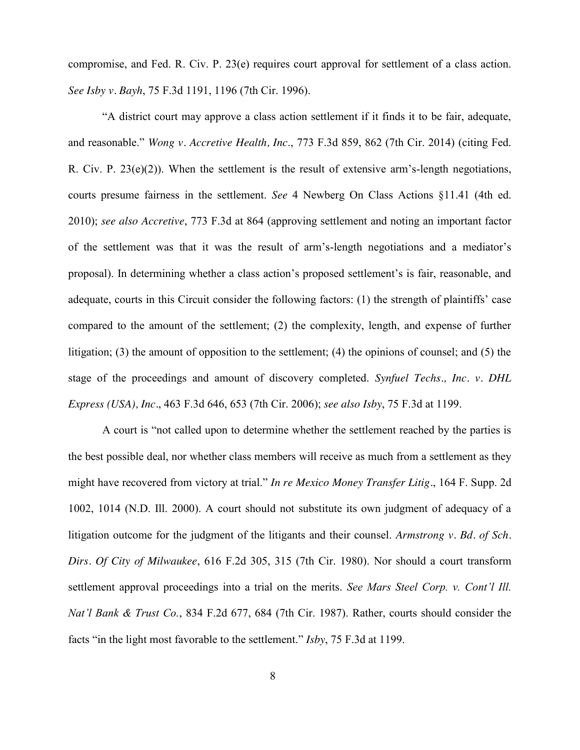compromise, and Fed. R. Civ. P. 23(e) requires court approval for settlement of a class action. *See Isby v. Bayh*, 75 F.3d 1191, 1196 (7th Cir. 1996).

"A district court may approve a class action settlement if it finds it to be fair, adequate, and reasonable." *Wong v. Accretive Health, Inc.*, 773 F.3d 859, 862 (7th Cir. 2014) (citing Fed. R. Civ. P. 23(e)(2)). When the settlement is the result of extensive arm's-length negotiations, courts presume fairness in the settlement. *See* 4 Newberg On Class Actions §11.41 (4th ed. 2010); *see also Accretive*, 773 F.3d at 864 (approving settlement and noting an important factor of the settlement was that it was the result of arm's-length negotiations and a mediator's proposal). In determining whether a class action's proposed settlement's is fair, reasonable, and adequate, courts in this Circuit consider the following factors: (1) the strength of plaintiffs' case compared to the amount of the settlement; (2) the complexity, length, and expense of further litigation; (3) the amount of opposition to the settlement; (4) the opinions of counsel; and (5) the stage of the proceedings and amount of discovery completed. *Synfuel Techs., Inc. v. DHL Express (USA), Inc.*, 463 F.3d 646, 653 (7th Cir. 2006); *see also Isby*, 75 F.3d at 1199.

A court is "not called upon to determine whether the settlement reached by the parties is the best possible deal, nor whether class members will receive as much from a settlement as they might have recovered from victory at trial." *In re Mexico Money Transfer Litig.*, 164 F. Supp. 2d 1002, 1014 (N.D. Ill. 2000). A court should not substitute its own judgment of adequacy of a litigation outcome for the judgment of the litigants and their counsel. *Armstrong v. Bd. of Sch. Dirs. Of City of Milwaukee*, 616 F.2d 305, 315 (7th Cir. 1980). Nor should a court transform settlement approval proceedings into a trial on the merits. *See Mars Steel Corp. v. Cont'l Ill. Nat'l Bank & Trust Co.*, 834 F.2d 677, 684 (7th Cir. 1987). Rather, courts should consider the facts "in the light most favorable to the settlement." *Isby*, 75 F.3d at 1199.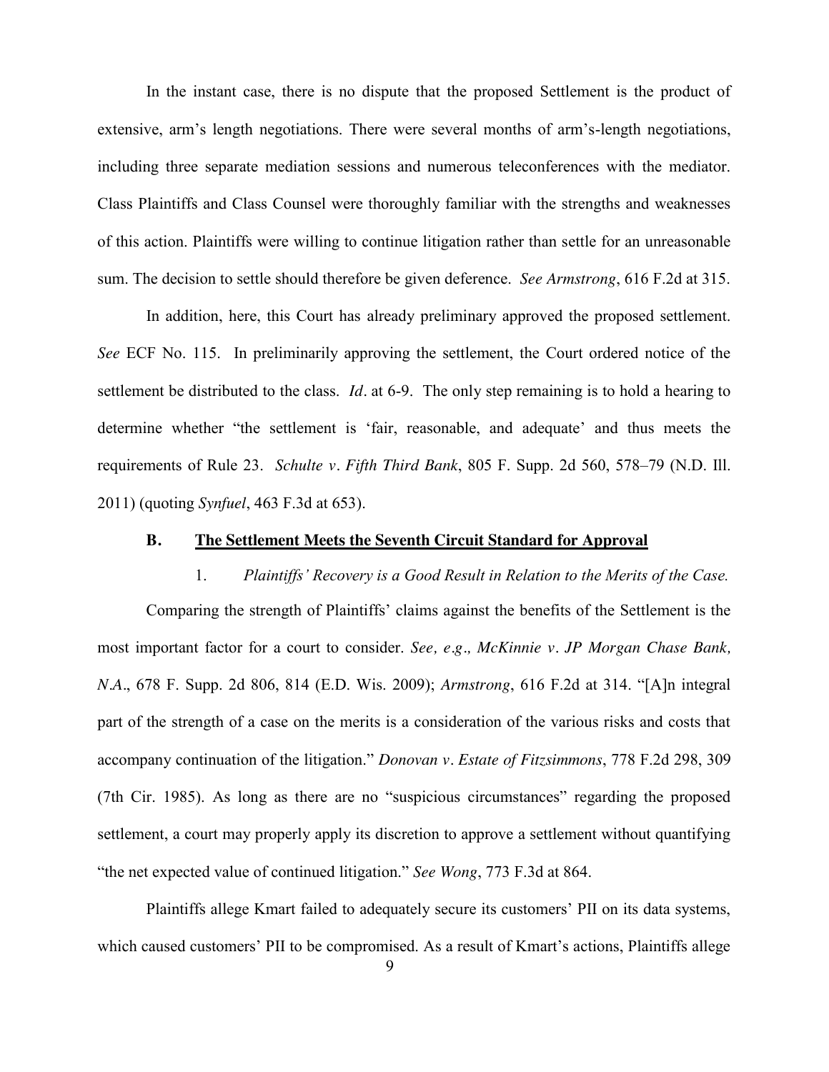In the instant case, there is no dispute that the proposed Settlement is the product of extensive, arm's length negotiations. There were several months of arm's-length negotiations, including three separate mediation sessions and numerous teleconferences with the mediator. Class Plaintiffs and Class Counsel were thoroughly familiar with the strengths and weaknesses of this action. Plaintiffs were willing to continue litigation rather than settle for an unreasonable sum. The decision to settle should therefore be given deference. *See Armstrong*, 616 F.2d at 315.

In addition, here, this Court has already preliminary approved the proposed settlement. *See* ECF No. 115. In preliminarily approving the settlement, the Court ordered notice of the settlement be distributed to the class. *Id*. at 6-9. The only step remaining is to hold a hearing to determine whether "the settlement is 'fair, reasonable, and adequate' and thus meets the requirements of Rule 23. *Schulte v. Fifth Third Bank*, 805 F. Supp. 2d 560, 578–79 (N.D. Ill. 2011) (quoting *Synfuel*, 463 F.3d at 653).

### B. The Settlement Meets the Seventh Circuit Standard for Approval

#### 1. *Plaintiffs' Recovery is a Good Result in Relation to the Merits of the Case.*

Comparing the strength of Plaintiffs' claims against the benefits of the Settlement is the most important factor for a court to consider. *See, e.g., McKinnie v. JP Morgan Chase Bank, N.A*., 678 F. Supp. 2d 806, 814 (E.D. Wis. 2009); *Armstrong*, 616 F.2d at 314. "[A]n integral part of the strength of a case on the merits is a consideration of the various risks and costs that accompany continuation of the litigation." *Donovan v. Estate of Fitzsimmons*, 778 F.2d 298, 309 (7th Cir. 1985). As long as there are no "suspicious circumstances" regarding the proposed settlement, a court may properly apply its discretion to approve a settlement without quantifying "the net expected value of continued litigation." *See Wong*, 773 F.3d at 864.

Plaintiffs allege Kmart failed to adequately secure its customers' PII on its data systems, which caused customers' PII to be compromised. As a result of Kmart's actions, Plaintiffs allege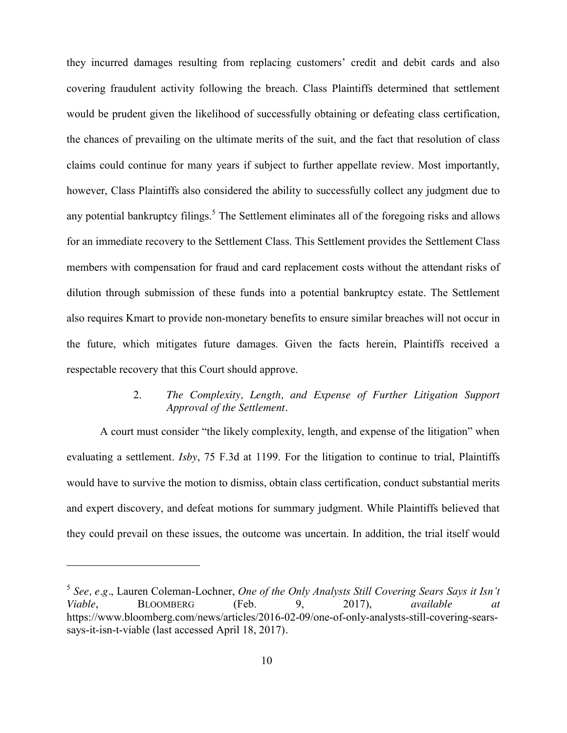they incurred damages resulting from replacing customers' credit and debit cards and also covering fraudulent activity following the breach. Class Plaintiffs determined that settlement would be prudent given the likelihood of successfully obtaining or defeating class certification, the chances of prevailing on the ultimate merits of the suit, and the fact that resolution of class claims could continue for many years if subject to further appellate review. Most importantly, however, Class Plaintiffs also considered the ability to successfully collect any judgment due to any potential bankruptcy filings.[5] The Settlement eliminates all of the foregoing risks and allows for an immediate recovery to the Settlement Class. This Settlement provides the Settlement Class members with compensation for fraud and card replacement costs without the attendant risks of dilution through submission of these funds into a potential bankruptcy estate. The Settlement also requires Kmart to provide non-monetary benefits to ensure similar breaches will not occur in the future, which mitigates future damages. Given the facts herein, Plaintiffs received a respectable recovery that this Court should approve.

### 2. *The Complexity, Length, and Expense of Further Litigation Support Approval of the Settlement.*

A court must consider "the likely complexity, length, and expense of the litigation" when evaluating a settlement. *Isby*, 75 F.3d at 1199. For the litigation to continue to trial, Plaintiffs would have to survive the motion to dismiss, obtain class certification, conduct substantial merits and expert discovery, and defeat motions for summary judgment. While Plaintiffs believed that they could prevail on these issues, the outcome was uncertain. In addition, the trial itself would

---

[5] *See, e.g.*, Lauren Coleman-Lochner, *One of the Only Analysts Still Covering Sears Says it Isn't Viable*, BLOOMBERG (Feb. 9, 2017), *available at* https://www.bloomberg.com/news/articles/2016-02-09/one-of-only-analysts-still-covering-sears-says-it-isn-t-viable (last accessed April 18, 2017).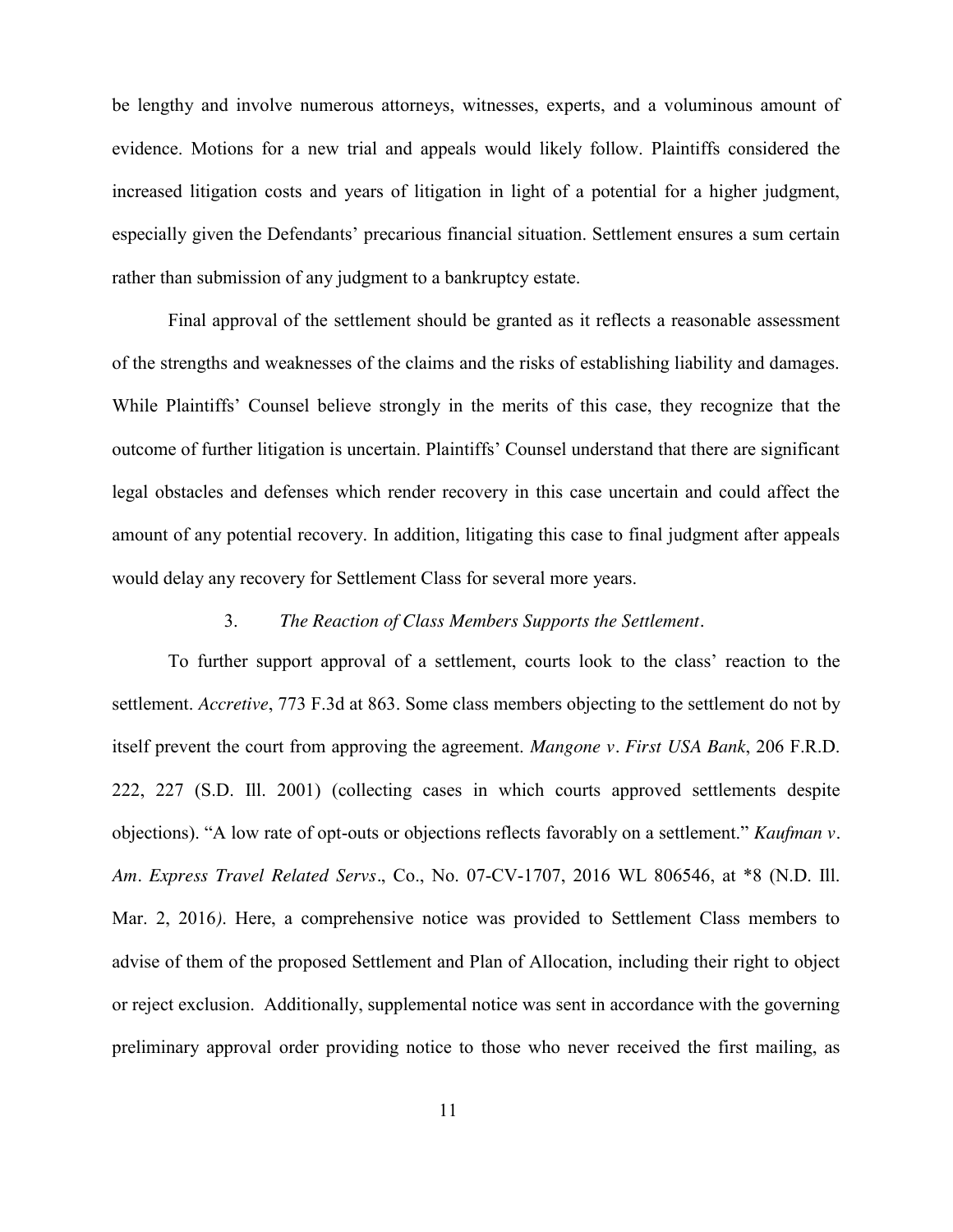be lengthy and involve numerous attorneys, witnesses, experts, and a voluminous amount of evidence. Motions for a new trial and appeals would likely follow. Plaintiffs considered the increased litigation costs and years of litigation in light of a potential for a higher judgment, especially given the Defendants' precarious financial situation. Settlement ensures a sum certain rather than submission of any judgment to a bankruptcy estate.

Final approval of the settlement should be granted as it reflects a reasonable assessment of the strengths and weaknesses of the claims and the risks of establishing liability and damages. While Plaintiffs' Counsel believe strongly in the merits of this case, they recognize that the outcome of further litigation is uncertain. Plaintiffs' Counsel understand that there are significant legal obstacles and defenses which render recovery in this case uncertain and could affect the amount of any potential recovery. In addition, litigating this case to final judgment after appeals would delay any recovery for Settlement Class for several more years.

### 3. *The Reaction of Class Members Supports the Settlement*.

To further support approval of a settlement, courts look to the class' reaction to the settlement. *Accretive*, 773 F.3d at 863. Some class members objecting to the settlement do not by itself prevent the court from approving the agreement. *Mangone v. First USA Bank*, 206 F.R.D. 222, 227 (S.D. Ill. 2001) (collecting cases in which courts approved settlements despite objections). "A low rate of opt-outs or objections reflects favorably on a settlement." *Kaufman v. Am. Express Travel Related Servs*., Co., No. 07-CV-1707, 2016 WL 806546, at *8 (N.D. Ill. Mar. 2, 2016). Here, a comprehensive notice was provided to Settlement Class members to advise of them of the proposed Settlement and Plan of Allocation, including their right to object or reject exclusion. Additionally, supplemental notice was sent in accordance with the governing preliminary approval order providing notice to those who never received the first mailing, as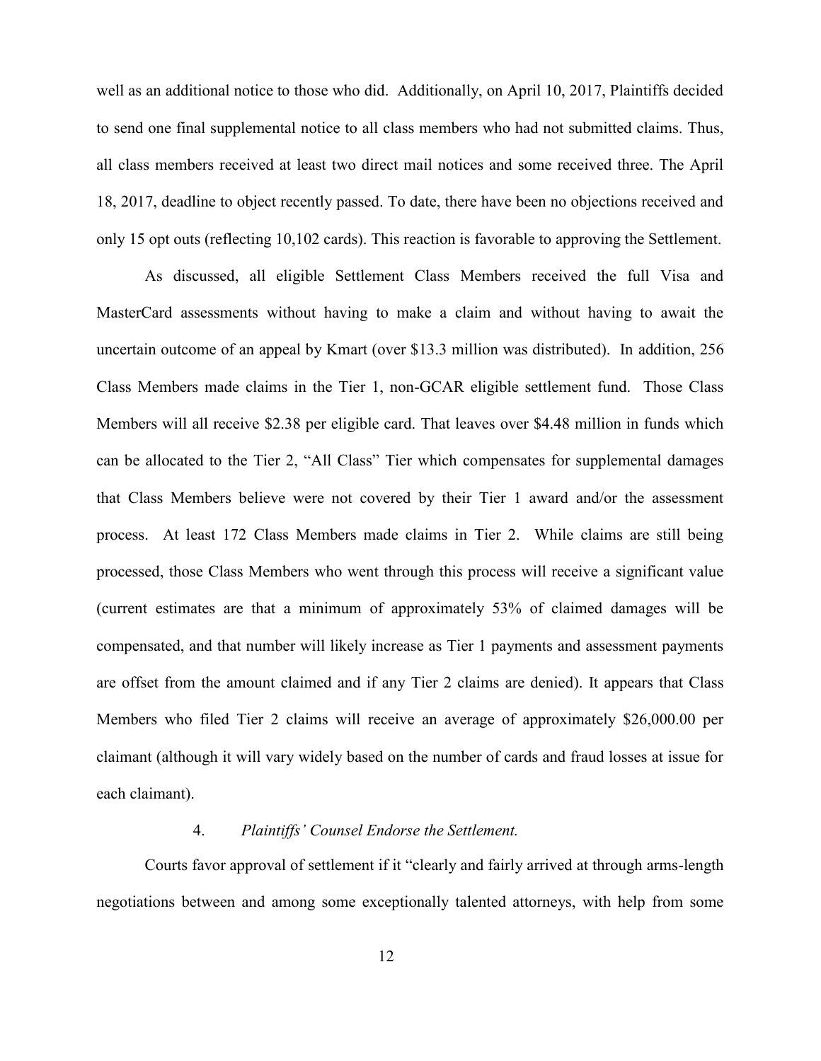well as an additional notice to those who did. Additionally, on April 10, 2017, Plaintiffs decided to send one final supplemental notice to all class members who had not submitted claims. Thus, all class members received at least two direct mail notices and some received three. The April 18, 2017, deadline to object recently passed. To date, there have been no objections received and only 15 opt outs (reflecting 10,102 cards). This reaction is favorable to approving the Settlement.

As discussed, all eligible Settlement Class Members received the full Visa and MasterCard assessments without having to make a claim and without having to await the uncertain outcome of an appeal by Kmart (over $13.3 million was distributed). In addition, 256 Class Members made claims in the Tier 1, non-GCAR eligible settlement fund. Those Class Members will all receive $2.38 per eligible card. That leaves over $4.48 million in funds which can be allocated to the Tier 2, "All Class" Tier which compensates for supplemental damages that Class Members believe were not covered by their Tier 1 award and/or the assessment process. At least 172 Class Members made claims in Tier 2. While claims are still being processed, those Class Members who went through this process will receive a significant value (current estimates are that a minimum of approximately 53% of claimed damages will be compensated, and that number will likely increase as Tier 1 payments and assessment payments are offset from the amount claimed and if any Tier 2 claims are denied). It appears that Class Members who filed Tier 2 claims will receive an average of approximately $26,000.00 per claimant (although it will vary widely based on the number of cards and fraud losses at issue for each claimant).

4. *Plaintiffs' Counsel Endorse the Settlement.*

Courts favor approval of settlement if it "clearly and fairly arrived at through arms-length negotiations between and among some exceptionally talented attorneys, with help from some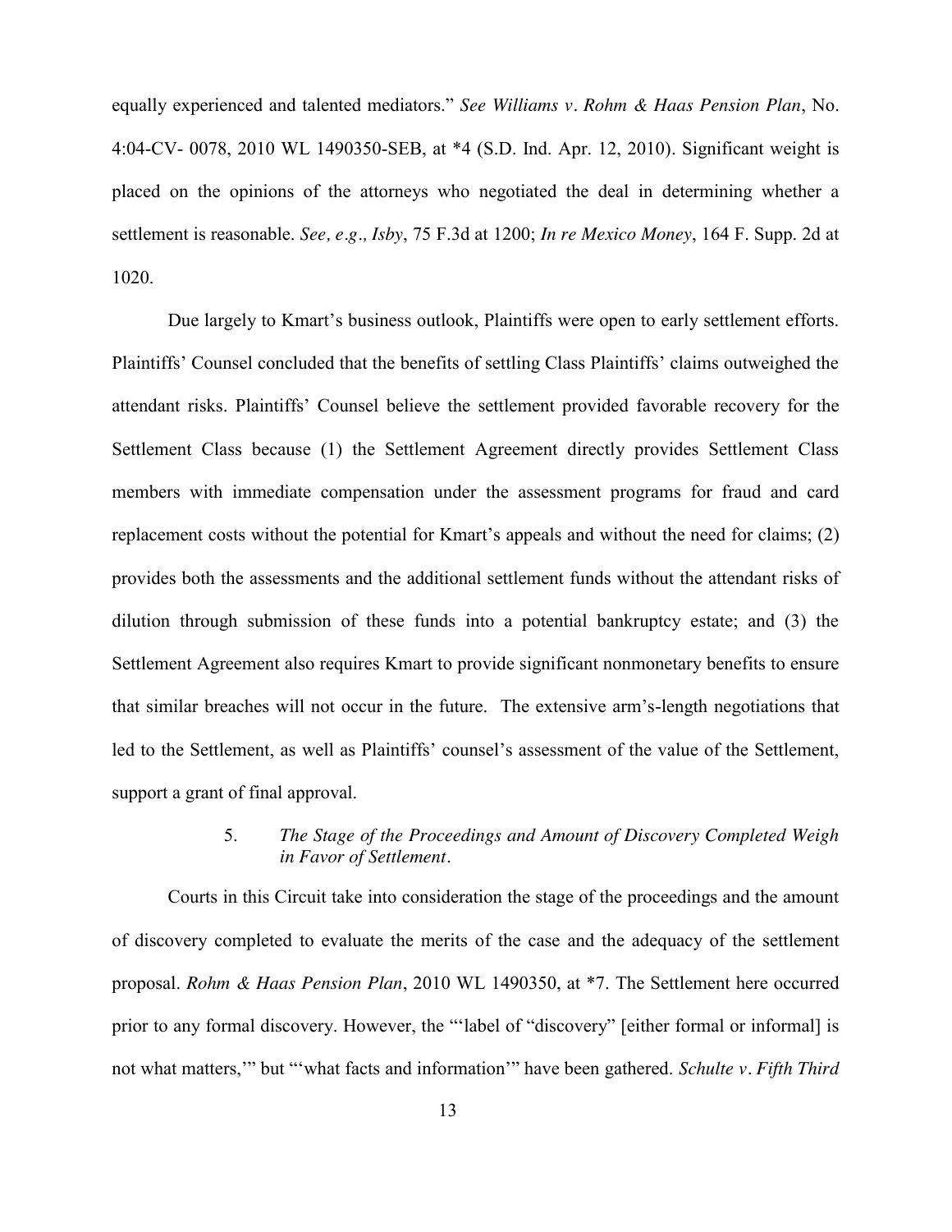equally experienced and talented mediators." *See Williams v. Rohm & Haas Pension Plan*, No. 4:04-CV- 0078, 2010 WL 1490350-SEB, at *4 (S.D. Ind. Apr. 12, 2010). Significant weight is placed on the opinions of the attorneys who negotiated the deal in determining whether a settlement is reasonable. *See, e.g., Isby*, 75 F.3d at 1200; *In re Mexico Money*, 164 F. Supp. 2d at 1020.

Due largely to Kmart's business outlook, Plaintiffs were open to early settlement efforts. Plaintiffs' Counsel concluded that the benefits of settling Class Plaintiffs' claims outweighed the attendant risks. Plaintiffs' Counsel believe the settlement provided favorable recovery for the Settlement Class because (1) the Settlement Agreement directly provides Settlement Class members with immediate compensation under the assessment programs for fraud and card replacement costs without the potential for Kmart's appeals and without the need for claims; (2) provides both the assessments and the additional settlement funds without the attendant risks of dilution through submission of these funds into a potential bankruptcy estate; and (3) the Settlement Agreement also requires Kmart to provide significant nonmonetary benefits to ensure that similar breaches will not occur in the future. The extensive arm's-length negotiations that led to the Settlement, as well as Plaintiffs' counsel's assessment of the value of the Settlement, support a grant of final approval.

5. *The Stage of the Proceedings and Amount of Discovery Completed Weigh in Favor of Settlement.*

Courts in this Circuit take into consideration the stage of the proceedings and the amount of discovery completed to evaluate the merits of the case and the adequacy of the settlement proposal. *Rohm & Haas Pension Plan*, 2010 WL 1490350, at *7. The Settlement here occurred prior to any formal discovery. However, the "'label of "discovery" [either formal or informal] is not what matters,'" but "'what facts and information'" have been gathered. *Schulte v. Fifth Third*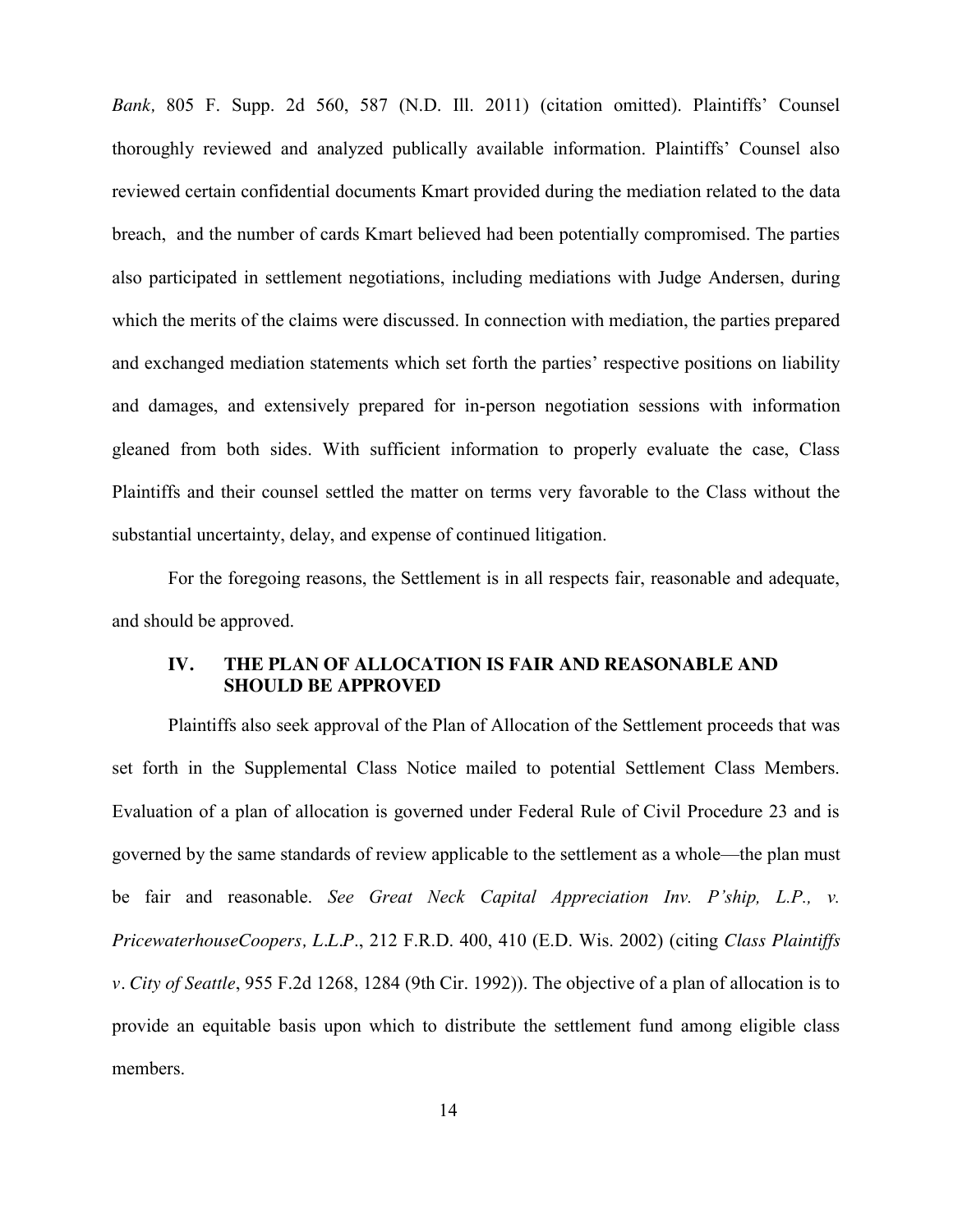*Bank*, 805 F. Supp. 2d 560, 587 (N.D. Ill. 2011) (citation omitted). Plaintiffs' Counsel thoroughly reviewed and analyzed publically available information. Plaintiffs' Counsel also reviewed certain confidential documents Kmart provided during the mediation related to the data breach, and the number of cards Kmart believed had been potentially compromised. The parties also participated in settlement negotiations, including mediations with Judge Andersen, during which the merits of the claims were discussed. In connection with mediation, the parties prepared and exchanged mediation statements which set forth the parties' respective positions on liability and damages, and extensively prepared for in-person negotiation sessions with information gleaned from both sides. With sufficient information to properly evaluate the case, Class Plaintiffs and their counsel settled the matter on terms very favorable to the Class without the substantial uncertainty, delay, and expense of continued litigation.

For the foregoing reasons, the Settlement is in all respects fair, reasonable and adequate, and should be approved.

## IV. THE PLAN OF ALLOCATION IS FAIR AND REASONABLE AND SHOULD BE APPROVED

Plaintiffs also seek approval of the Plan of Allocation of the Settlement proceeds that was set forth in the Supplemental Class Notice mailed to potential Settlement Class Members. Evaluation of a plan of allocation is governed under Federal Rule of Civil Procedure 23 and is governed by the same standards of review applicable to the settlement as a whole—the plan must be fair and reasonable. *See Great Neck Capital Appreciation Inv. P'ship, L.P., v. PricewaterhouseCoopers, L.L.P*., 212 F.R.D. 400, 410 (E.D. Wis. 2002) (citing *Class Plaintiffs v. City of Seattle*, 955 F.2d 1268, 1284 (9th Cir. 1992)). The objective of a plan of allocation is to provide an equitable basis upon which to distribute the settlement fund among eligible class members.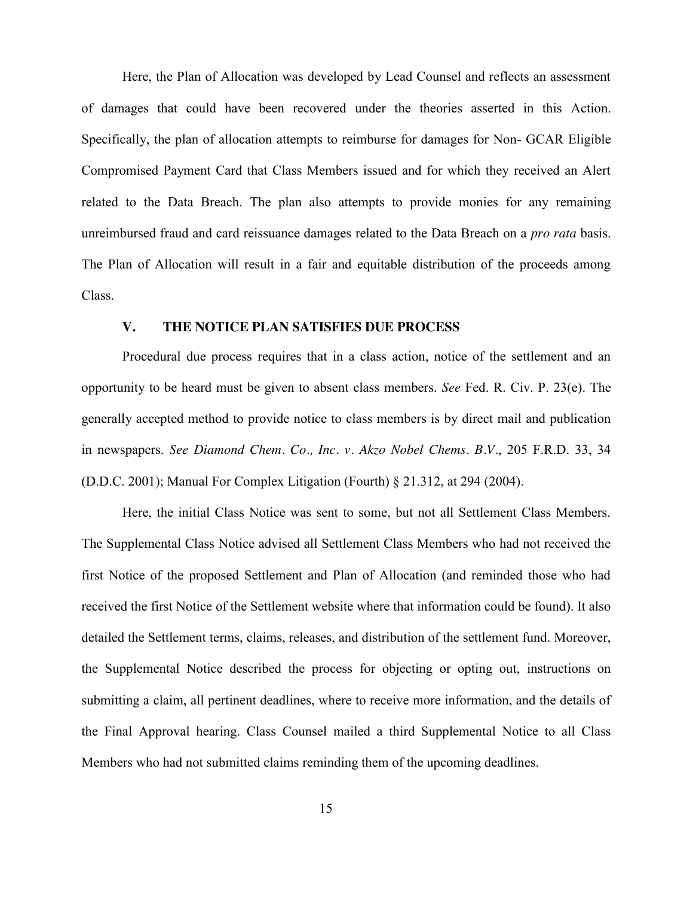Here, the Plan of Allocation was developed by Lead Counsel and reflects an assessment of damages that could have been recovered under the theories asserted in this Action. Specifically, the plan of allocation attempts to reimburse for damages for Non- GCAR Eligible Compromised Payment Card that Class Members issued and for which they received an Alert related to the Data Breach. The plan also attempts to provide monies for any remaining unreimbursed fraud and card reissuance damages related to the Data Breach on a *pro rata* basis. The Plan of Allocation will result in a fair and equitable distribution of the proceeds among Class.

## V. THE NOTICE PLAN SATISFIES DUE PROCESS

Procedural due process requires that in a class action, notice of the settlement and an opportunity to be heard must be given to absent class members. *See* Fed. R. Civ. P. 23(e). The generally accepted method to provide notice to class members is by direct mail and publication in newspapers. *See Diamond Chem. Co., Inc. v. Akzo Nobel Chems. B.V.*, 205 F.R.D. 33, 34 (D.D.C. 2001); Manual For Complex Litigation (Fourth) § 21.312, at 294 (2004).

Here, the initial Class Notice was sent to some, but not all Settlement Class Members. The Supplemental Class Notice advised all Settlement Class Members who had not received the first Notice of the proposed Settlement and Plan of Allocation (and reminded those who had received the first Notice of the Settlement website where that information could be found). It also detailed the Settlement terms, claims, releases, and distribution of the settlement fund. Moreover, the Supplemental Notice described the process for objecting or opting out, instructions on submitting a claim, all pertinent deadlines, where to receive more information, and the details of the Final Approval hearing. Class Counsel mailed a third Supplemental Notice to all Class Members who had not submitted claims reminding them of the upcoming deadlines.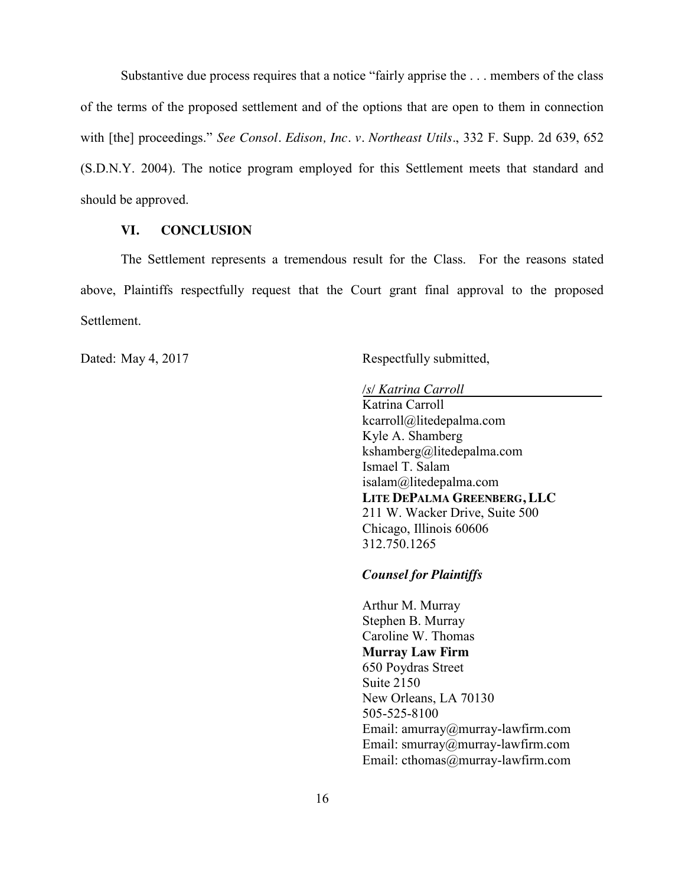Substantive due process requires that a notice "fairly apprise the . . . members of the class of the terms of the proposed settlement and of the options that are open to them in connection with [the] proceedings." *See Consol. Edison, Inc. v. Northeast Utils.*, 332 F. Supp. 2d 639, 652 (S.D.N.Y. 2004). The notice program employed for this Settlement meets that standard and should be approved.

## VI. CONCLUSION

The Settlement represents a tremendous result for the Class. For the reasons stated above, Plaintiffs respectfully request that the Court grant final approval to the proposed Settlement.

Dated: May 4, 2017

Respectfully submitted,

/s/ *Katrina Carroll*
Katrina Carroll
kcarroll@litedepalma.com
Kyle A. Shamberg
kshamberg@litedepalma.com
Ismael T. Salam
isalam@litedepalma.com
**LITE DEPALMA GREENBERG, LLC**
211 W. Wacker Drive, Suite 500
Chicago, Illinois 60606
312.750.1265

***Counsel for Plaintiffs***

Arthur M. Murray
Stephen B. Murray
Caroline W. Thomas
**Murray Law Firm**
650 Poydras Street
Suite 2150
New Orleans, LA 70130
505-525-8100
Email: amurray@murray-lawfirm.com
Email: smurray@murray-lawfirm.com
Email: cthomas@murray-lawfirm.com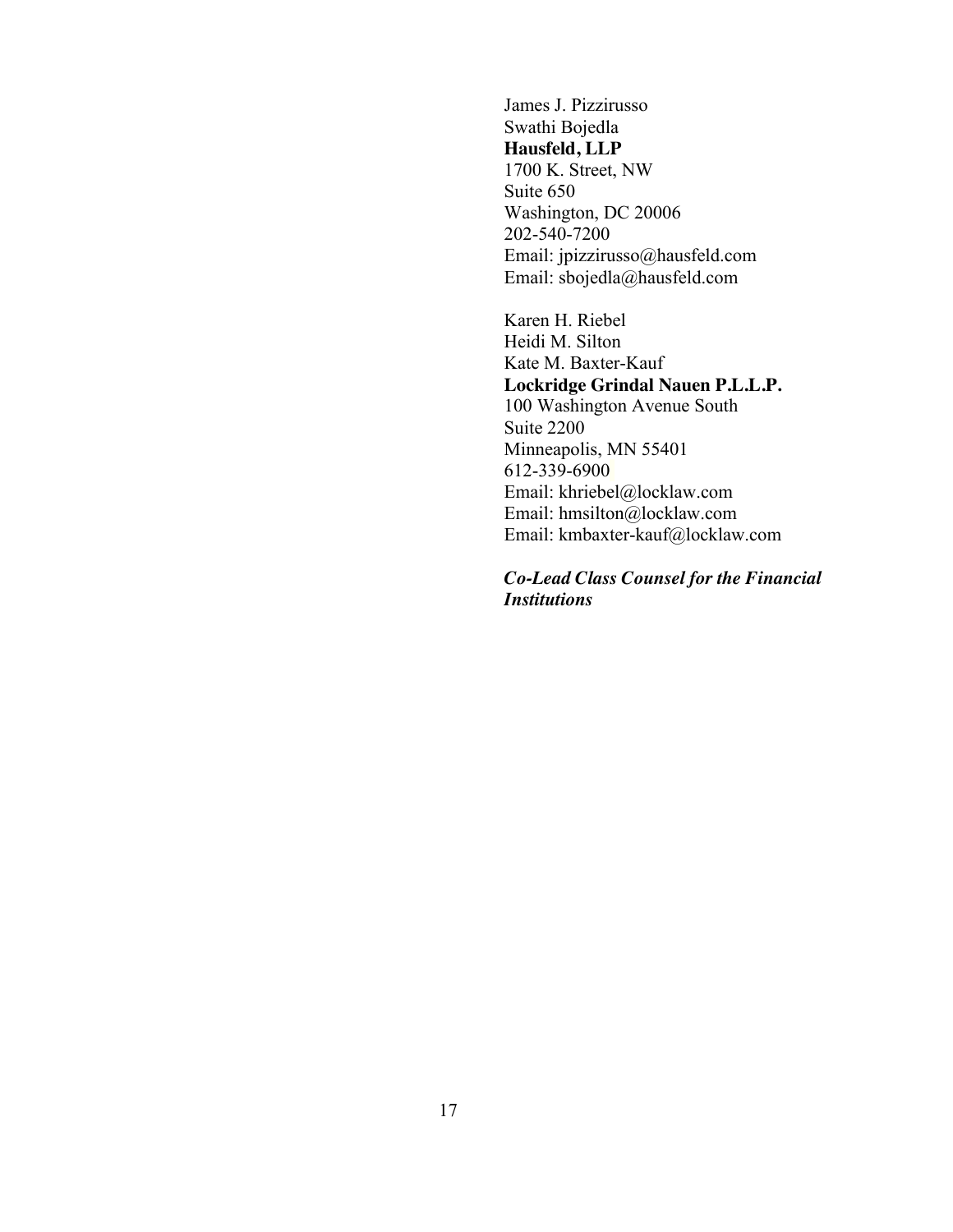James J. Pizzirusso
Swathi Bojedla
**Hausfeld, LLP**
1700 K. Street, NW
Suite 650
Washington, DC 20006
202-540-7200
Email: jpizzirusso@hausfeld.com
Email: sbojedla@hausfeld.com

Karen H. Riebel
Heidi M. Silton
Kate M. Baxter-Kauf
**Lockridge Grindal Nauen P.L.L.P.**
100 Washington Avenue South
Suite 2200
Minneapolis, MN 55401
612-339-6900
Email: khriebel@locklaw.com
Email: hmsilton@locklaw.com
Email: kmbaxter-kauf@locklaw.com

***Co-Lead Class Counsel for the Financial Institutions***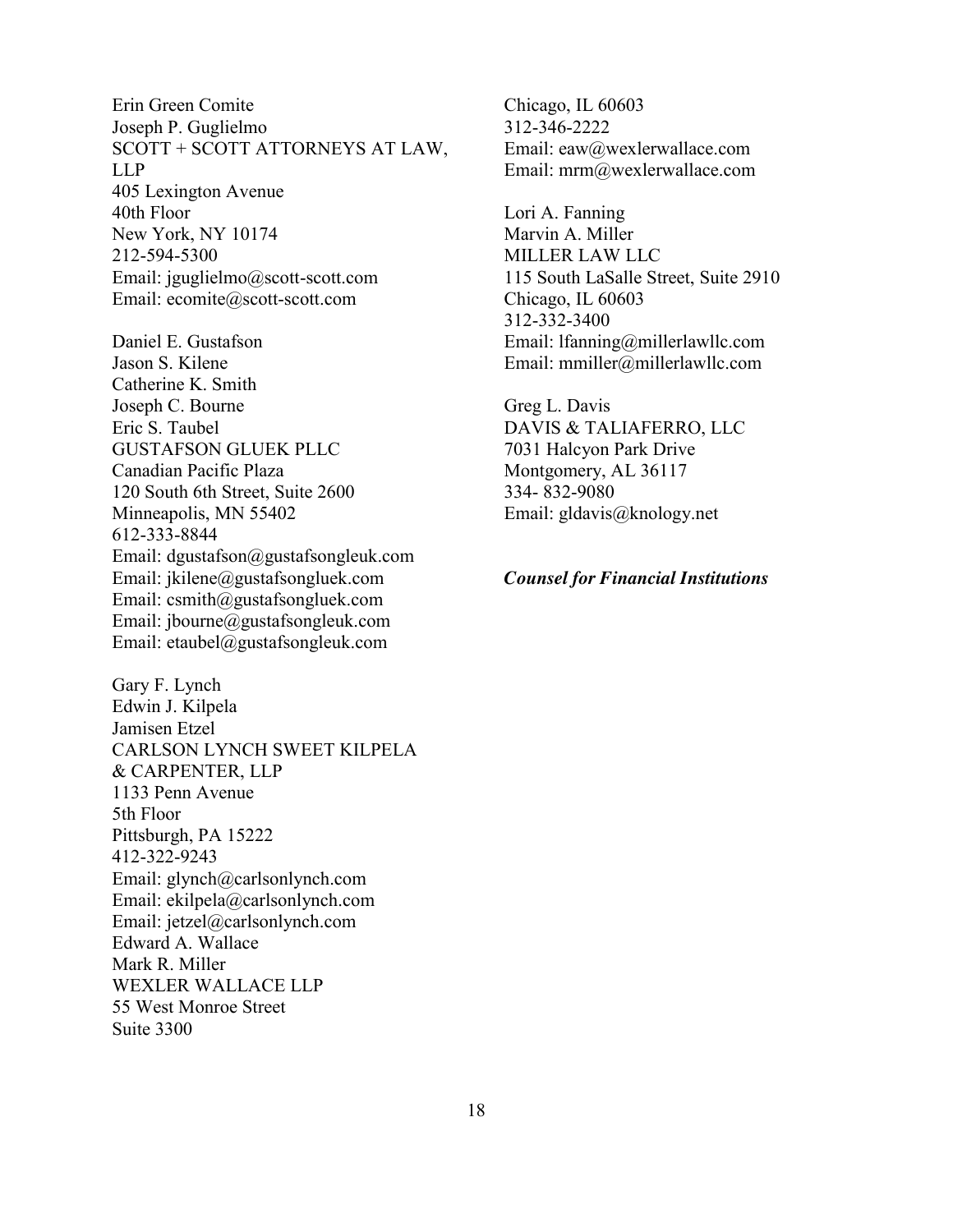Erin Green Comite
Joseph P. Guglielmo
SCOTT + SCOTT ATTORNEYS AT LAW, LLP
405 Lexington Avenue
40th Floor
New York, NY 10174
212-594-5300
Email: jguglielmo@scott-scott.com
Email: ecomite@scott-scott.com

Daniel E. Gustafson
Jason S. Kilene
Catherine K. Smith
Joseph C. Bourne
Eric S. Taubel
GUSTAFSON GLUEK PLLC
Canadian Pacific Plaza
120 South 6th Street, Suite 2600
Minneapolis, MN 55402
612-333-8844
Email: dgustafson@gustafsongleuk.com
Email: jkilene@gustafsongluek.com
Email: csmith@gustafsongluek.com
Email: jbourne@gustafsongleuk.com
Email: etaubel@gustafsongleuk.com

Gary F. Lynch
Edwin J. Kilpela
Jamisen Etzel
CARLSON LYNCH SWEET KILPELA & CARPENTER, LLP
1133 Penn Avenue
5th Floor
Pittsburgh, PA 15222
412-322-9243
Email: glynch@carlsonlynch.com
Email: ekilpela@carlsonlynch.com
Email: jetzel@carlsonlynch.com

Edward A. Wallace
Mark R. Miller
WEXLER WALLACE LLP
55 West Monroe Street
Suite 3300
Chicago, IL 60603
312-346-2222
Email: eaw@wexlerwallace.com
Email: mrm@wexlerwallace.com

Lori A. Fanning
Marvin A. Miller
MILLER LAW LLC
115 South LaSalle Street, Suite 2910
Chicago, IL 60603
312-332-3400
Email: lfanning@millerlawllc.com
Email: mmiller@millerlawllc.com

Greg L. Davis
DAVIS & TALIAFERRO, LLC
7031 Halcyon Park Drive
Montgomery, AL 36117
334- 832-9080
Email: gldavis@knology.net

***Counsel for Financial Institutions***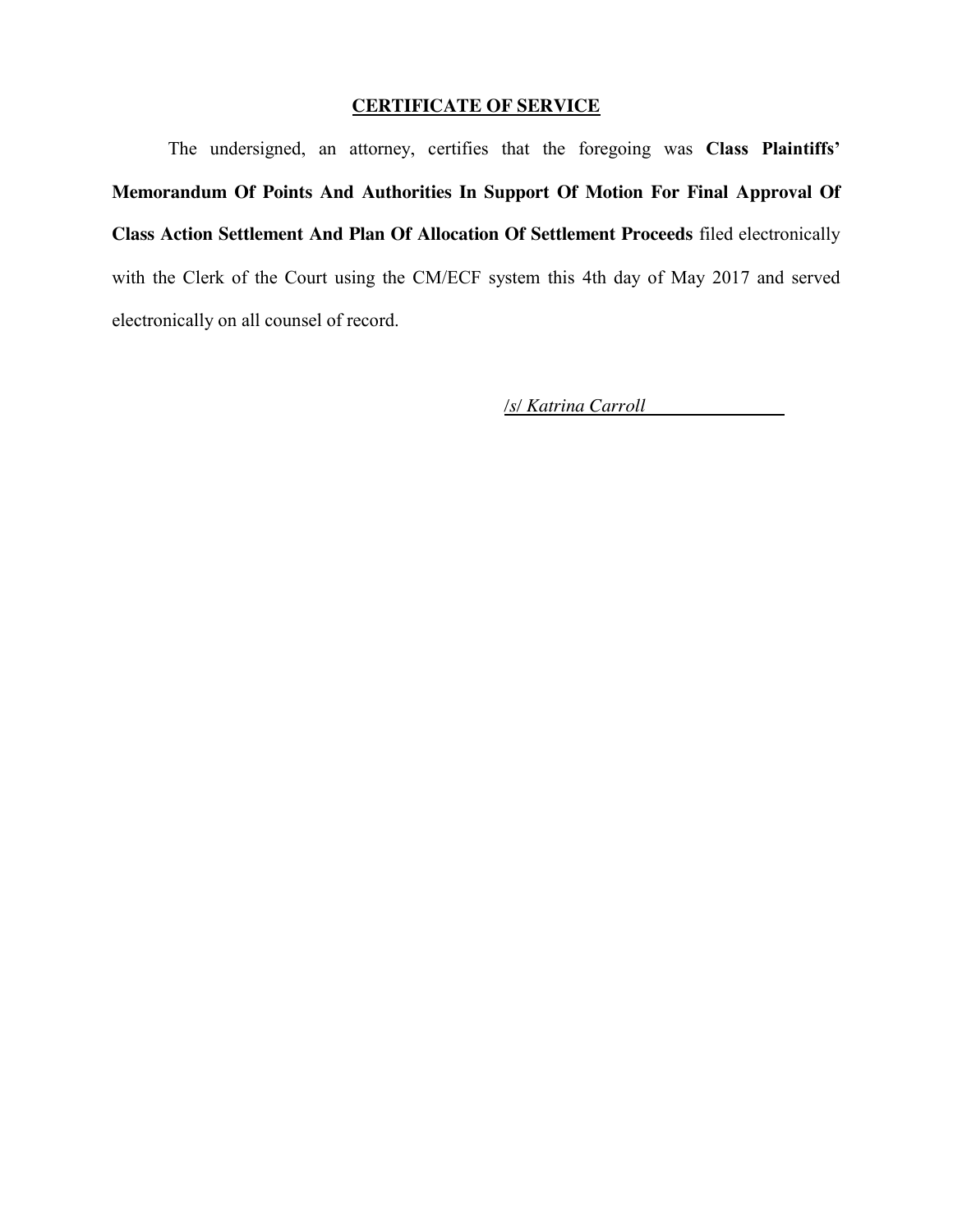## CERTIFICATE OF SERVICE

The undersigned, an attorney, certifies that the foregoing was **Class Plaintiffs' Memorandum Of Points And Authorities In Support Of Motion For Final Approval Of Class Action Settlement And Plan Of Allocation Of Settlement Proceeds** filed electronically with the Clerk of the Court using the CM/ECF system this 4th day of May 2017 and served electronically on all counsel of record.

/s/ *Katrina Carroll*